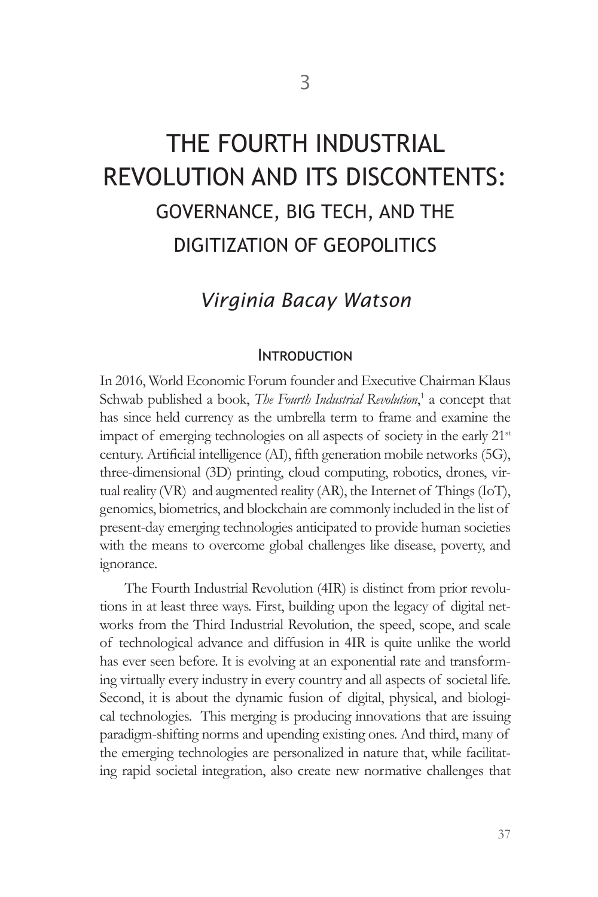# 3

# THE FOURTH INDUSTRIAL REVOLUTION AND ITS DISCONTENTS: GOVERNANCE, BIG TECH, AND THE DIGITIZATION OF GEOPOLITICS

*Virginia Bacay Watson*

## Introduction

In 2016, World Economic Forum founder and Executive Chairman Klaus Schwab published a book, *The Fourth Industrial Revolution*,[1] a concept that has since held currency as the umbrella term to frame and examine the impact of emerging technologies on all aspects of society in the early 21st century. Artificial intelligence (AI), fifth generation mobile networks (5G), three-dimensional (3D) printing, cloud computing, robotics, drones, virtual reality (VR) and augmented reality (AR), the Internet of Things (IoT), genomics, biometrics, and blockchain are commonly included in the list of present-day emerging technologies anticipated to provide human societies with the means to overcome global challenges like disease, poverty, and ignorance.

The Fourth Industrial Revolution (4IR) is distinct from prior revolutions in at least three ways. First, building upon the legacy of digital networks from the Third Industrial Revolution, the speed, scope, and scale of technological advance and diffusion in 4IR is quite unlike the world has ever seen before. It is evolving at an exponential rate and transforming virtually every industry in every country and all aspects of societal life. Second, it is about the dynamic fusion of digital, physical, and biological technologies. This merging is producing innovations that are issuing paradigm-shifting norms and upending existing ones. And third, many of the emerging technologies are personalized in nature that, while facilitating rapid societal integration, also create new normative challenges that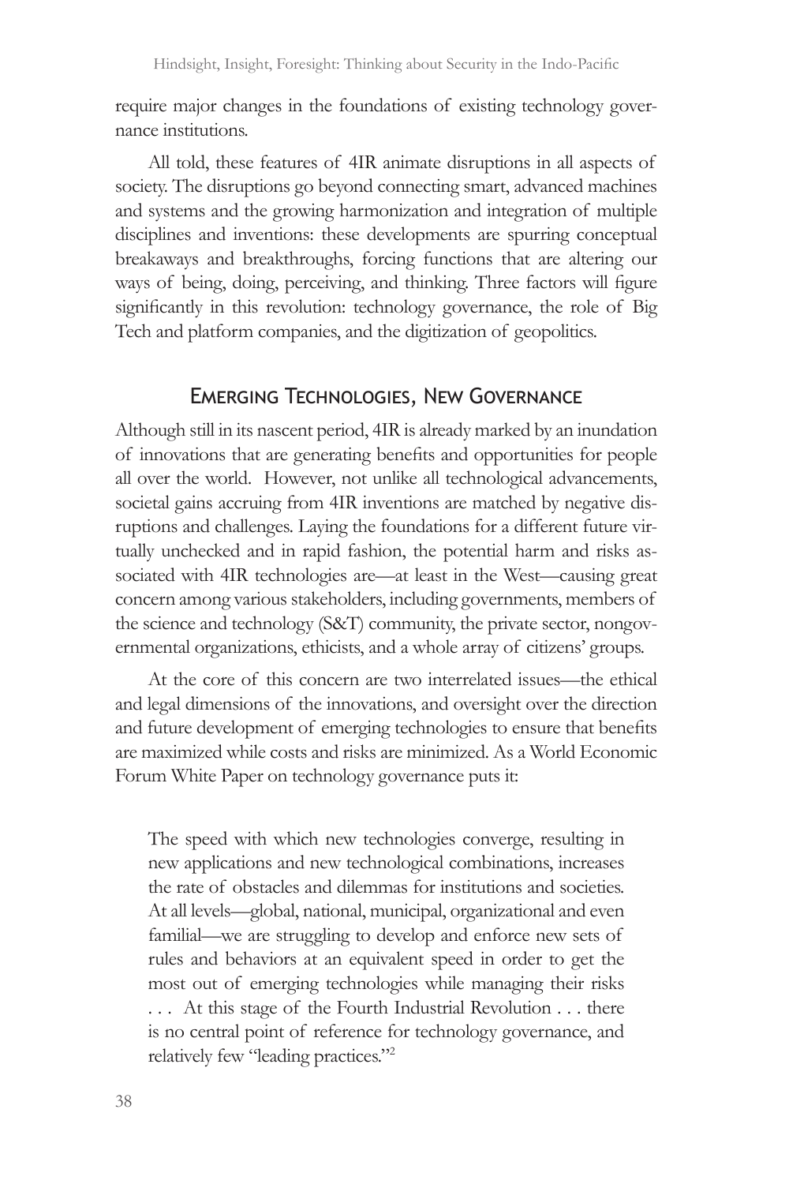require major changes in the foundations of existing technology governance institutions.

All told, these features of 4IR animate disruptions in all aspects of society. The disruptions go beyond connecting smart, advanced machines and systems and the growing harmonization and integration of multiple disciplines and inventions: these developments are spurring conceptual breakaways and breakthroughs, forcing functions that are altering our ways of being, doing, perceiving, and thinking. Three factors will figure significantly in this revolution: technology governance, the role of Big Tech and platform companies, and the digitization of geopolitics.

## Emerging Technologies, New Governance

Although still in its nascent period, 4IR is already marked by an inundation of innovations that are generating benefits and opportunities for people all over the world. However, not unlike all technological advancements, societal gains accruing from 4IR inventions are matched by negative disruptions and challenges. Laying the foundations for a different future virtually unchecked and in rapid fashion, the potential harm and risks associated with 4IR technologies are—at least in the West—causing great concern among various stakeholders, including governments, members of the science and technology (S&T) community, the private sector, nongovernmental organizations, ethicists, and a whole array of citizens' groups.

At the core of this concern are two interrelated issues—the ethical and legal dimensions of the innovations, and oversight over the direction and future development of emerging technologies to ensure that benefits are maximized while costs and risks are minimized. As a World Economic Forum White Paper on technology governance puts it:

> The speed with which new technologies converge, resulting in new applications and new technological combinations, increases the rate of obstacles and dilemmas for institutions and societies. At all levels—global, national, municipal, organizational and even familial—we are struggling to develop and enforce new sets of rules and behaviors at an equivalent speed in order to get the most out of emerging technologies while managing their risks . . . At this stage of the Fourth Industrial Revolution . . . there is no central point of reference for technology governance, and relatively few "leading practices."[2]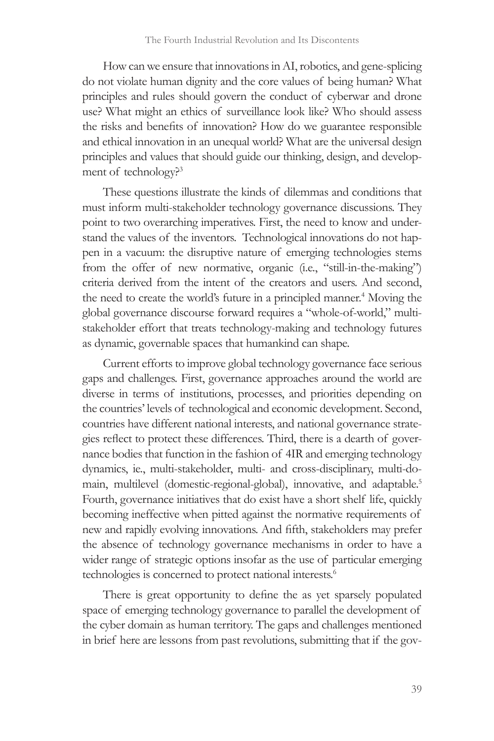How can we ensure that innovations in AI, robotics, and gene-splicing do not violate human dignity and the core values of being human? What principles and rules should govern the conduct of cyberwar and drone use? What might an ethics of surveillance look like? Who should assess the risks and benefits of innovation? How do we guarantee responsible and ethical innovation in an unequal world? What are the universal design principles and values that should guide our thinking, design, and development of technology?[3]

These questions illustrate the kinds of dilemmas and conditions that must inform multi-stakeholder technology governance discussions. They point to two overarching imperatives. First, the need to know and understand the values of the inventors. Technological innovations do not happen in a vacuum: the disruptive nature of emerging technologies stems from the offer of new normative, organic (i.e., "still-in-the-making") criteria derived from the intent of the creators and users. And second, the need to create the world's future in a principled manner.[4] Moving the global governance discourse forward requires a "whole-of-world," multi-stakeholder effort that treats technology-making and technology futures as dynamic, governable spaces that humankind can shape.

Current efforts to improve global technology governance face serious gaps and challenges. First, governance approaches around the world are diverse in terms of institutions, processes, and priorities depending on the countries' levels of technological and economic development. Second, countries have different national interests, and national governance strategies reflect to protect these differences. Third, there is a dearth of governance bodies that function in the fashion of 4IR and emerging technology dynamics, ie., multi-stakeholder, multi- and cross-disciplinary, multi-domain, multilevel (domestic-regional-global), innovative, and adaptable.[5] Fourth, governance initiatives that do exist have a short shelf life, quickly becoming ineffective when pitted against the normative requirements of new and rapidly evolving innovations. And fifth, stakeholders may prefer the absence of technology governance mechanisms in order to have a wider range of strategic options insofar as the use of particular emerging technologies is concerned to protect national interests.[6]

There is great opportunity to define the as yet sparsely populated space of emerging technology governance to parallel the development of the cyber domain as human territory. The gaps and challenges mentioned in brief here are lessons from past revolutions, submitting that if the gov-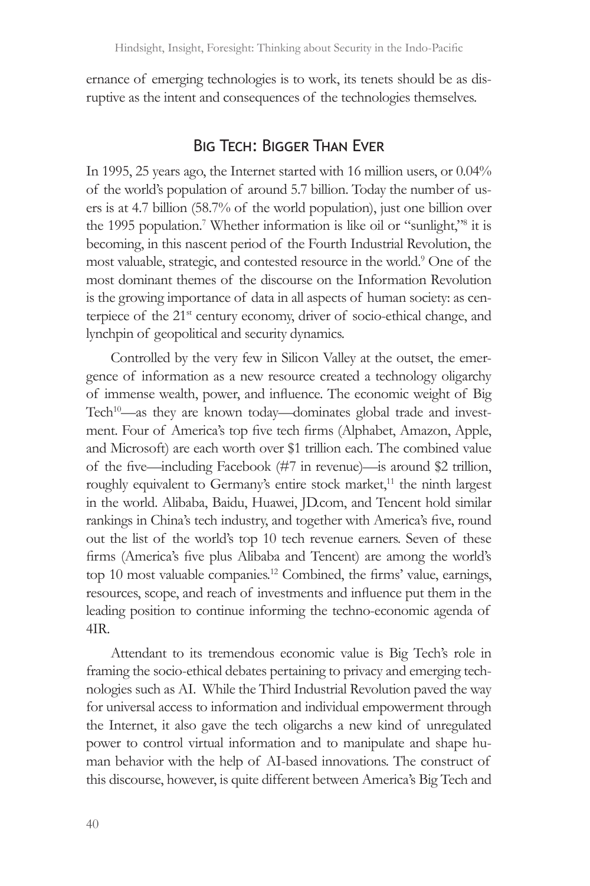ernance of emerging technologies is to work, its tenets should be as disruptive as the intent and consequences of the technologies themselves.

## Big Tech: Bigger Than Ever

In 1995, 25 years ago, the Internet started with 16 million users, or 0.04% of the world's population of around 5.7 billion. Today the number of users is at 4.7 billion (58.7% of the world population), just one billion over the 1995 population.[7] Whether information is like oil or "sunlight,"[8] it is becoming, in this nascent period of the Fourth Industrial Revolution, the most valuable, strategic, and contested resource in the world.[9] One of the most dominant themes of the discourse on the Information Revolution is the growing importance of data in all aspects of human society: as centerpiece of the 21st century economy, driver of socio-ethical change, and lynchpin of geopolitical and security dynamics.

Controlled by the very few in Silicon Valley at the outset, the emergence of information as a new resource created a technology oligarchy of immense wealth, power, and influence. The economic weight of Big Tech[10]—as they are known today—dominates global trade and investment. Four of America's top five tech firms (Alphabet, Amazon, Apple, and Microsoft) are each worth over $1 trillion each. The combined value of the five—including Facebook (#7 in revenue)—is around $2 trillion, roughly equivalent to Germany's entire stock market,[11] the ninth largest in the world. Alibaba, Baidu, Huawei, JD.com, and Tencent hold similar rankings in China's tech industry, and together with America's five, round out the list of the world's top 10 tech revenue earners. Seven of these firms (America's five plus Alibaba and Tencent) are among the world's top 10 most valuable companies.[12] Combined, the firms' value, earnings, resources, scope, and reach of investments and influence put them in the leading position to continue informing the techno-economic agenda of 4IR.

Attendant to its tremendous economic value is Big Tech's role in framing the socio-ethical debates pertaining to privacy and emerging technologies such as AI. While the Third Industrial Revolution paved the way for universal access to information and individual empowerment through the Internet, it also gave the tech oligarchs a new kind of unregulated power to control virtual information and to manipulate and shape human behavior with the help of AI-based innovations. The construct of this discourse, however, is quite different between America's Big Tech and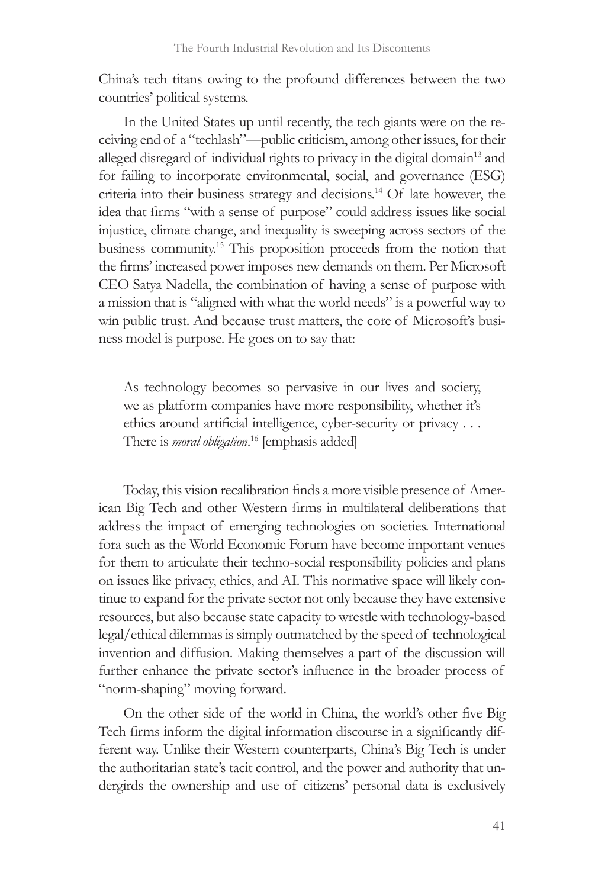China's tech titans owing to the profound differences between the two countries' political systems.

In the United States up until recently, the tech giants were on the receiving end of a "techlash"—public criticism, among other issues, for their alleged disregard of individual rights to privacy in the digital domain[13] and for failing to incorporate environmental, social, and governance (ESG) criteria into their business strategy and decisions.[14] Of late however, the idea that firms "with a sense of purpose" could address issues like social injustice, climate change, and inequality is sweeping across sectors of the business community.[15] This proposition proceeds from the notion that the firms' increased power imposes new demands on them. Per Microsoft CEO Satya Nadella, the combination of having a sense of purpose with a mission that is "aligned with what the world needs" is a powerful way to win public trust. And because trust matters, the core of Microsoft's business model is purpose. He goes on to say that:

> As technology becomes so pervasive in our lives and society, we as platform companies have more responsibility, whether it's ethics around artificial intelligence, cyber-security or privacy . . . There is *moral obligation*.[16] [emphasis added]

Today, this vision recalibration finds a more visible presence of American Big Tech and other Western firms in multilateral deliberations that address the impact of emerging technologies on societies. International fora such as the World Economic Forum have become important venues for them to articulate their techno-social responsibility policies and plans on issues like privacy, ethics, and AI. This normative space will likely continue to expand for the private sector not only because they have extensive resources, but also because state capacity to wrestle with technology-based legal/ethical dilemmas is simply outmatched by the speed of technological invention and diffusion. Making themselves a part of the discussion will further enhance the private sector's influence in the broader process of "norm-shaping" moving forward.

On the other side of the world in China, the world's other five Big Tech firms inform the digital information discourse in a significantly different way. Unlike their Western counterparts, China's Big Tech is under the authoritarian state's tacit control, and the power and authority that undergirds the ownership and use of citizens' personal data is exclusively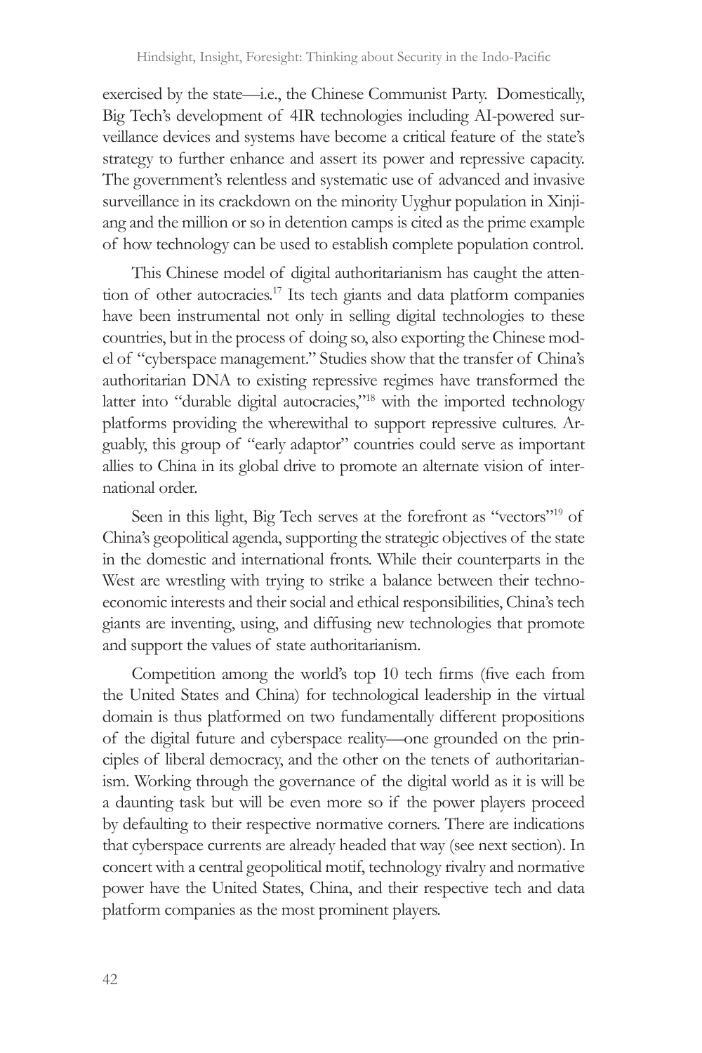exercised by the state—i.e., the Chinese Communist Party. Domestically, Big Tech's development of 4IR technologies including AI-powered surveillance devices and systems have become a critical feature of the state's strategy to further enhance and assert its power and repressive capacity. The government's relentless and systematic use of advanced and invasive surveillance in its crackdown on the minority Uyghur population in Xinjiang and the million or so in detention camps is cited as the prime example of how technology can be used to establish complete population control.

This Chinese model of digital authoritarianism has caught the attention of other autocracies.[17] Its tech giants and data platform companies have been instrumental not only in selling digital technologies to these countries, but in the process of doing so, also exporting the Chinese model of "cyberspace management." Studies show that the transfer of China's authoritarian DNA to existing repressive regimes have transformed the latter into "durable digital autocracies,"[18] with the imported technology platforms providing the wherewithal to support repressive cultures. Arguably, this group of "early adaptor" countries could serve as important allies to China in its global drive to promote an alternate vision of international order.

Seen in this light, Big Tech serves at the forefront as "vectors"[19] of China's geopolitical agenda, supporting the strategic objectives of the state in the domestic and international fronts. While their counterparts in the West are wrestling with trying to strike a balance between their techno-economic interests and their social and ethical responsibilities, China's tech giants are inventing, using, and diffusing new technologies that promote and support the values of state authoritarianism.

Competition among the world's top 10 tech firms (five each from the United States and China) for technological leadership in the virtual domain is thus platformed on two fundamentally different propositions of the digital future and cyberspace reality—one grounded on the principles of liberal democracy, and the other on the tenets of authoritarianism. Working through the governance of the digital world as it is will be a daunting task but will be even more so if the power players proceed by defaulting to their respective normative corners. There are indications that cyberspace currents are already headed that way (see next section). In concert with a central geopolitical motif, technology rivalry and normative power have the United States, China, and their respective tech and data platform companies as the most prominent players.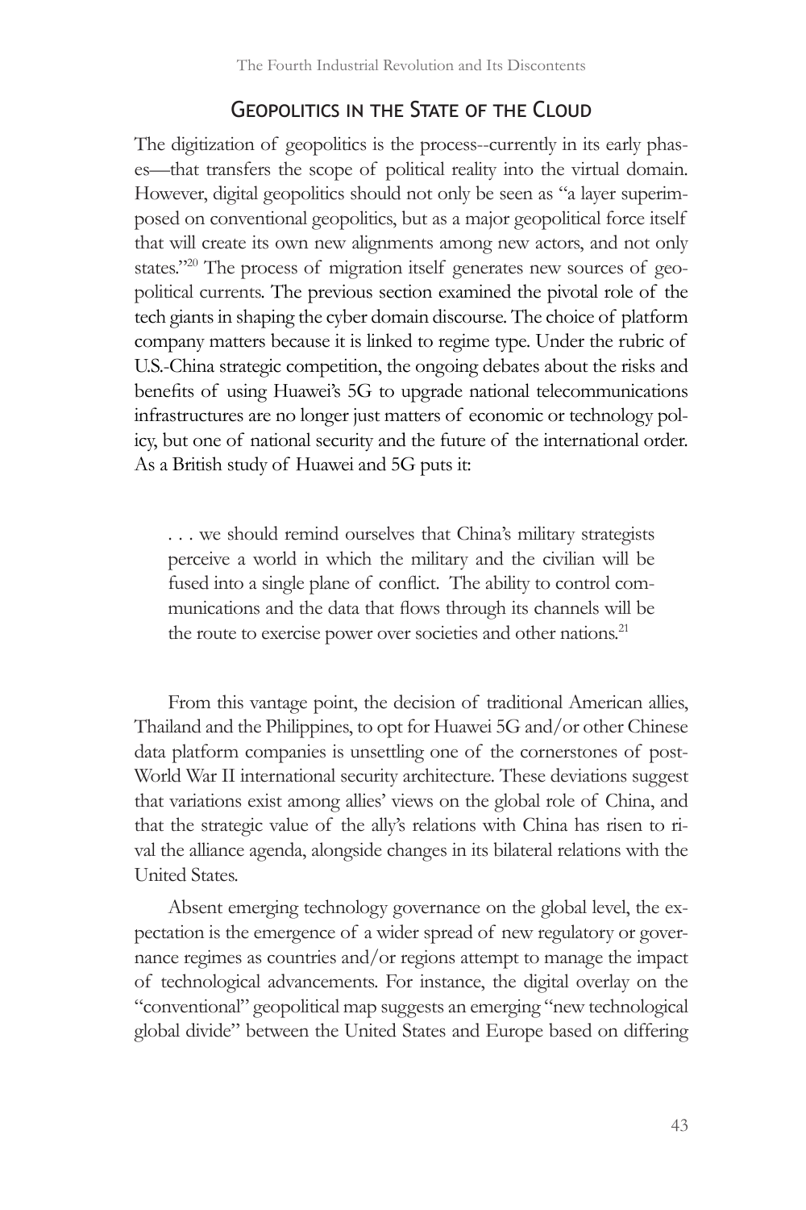## Geopolitics in the State of the Cloud

The digitization of geopolitics is the process--currently in its early phases—that transfers the scope of political reality into the virtual domain. However, digital geopolitics should not only be seen as "a layer superimposed on conventional geopolitics, but as a major geopolitical force itself that will create its own new alignments among new actors, and not only states."[20] The process of migration itself generates new sources of geopolitical currents. The previous section examined the pivotal role of the tech giants in shaping the cyber domain discourse. The choice of platform company matters because it is linked to regime type. Under the rubric of U.S.-China strategic competition, the ongoing debates about the risks and benefits of using Huawei's 5G to upgrade national telecommunications infrastructures are no longer just matters of economic or technology policy, but one of national security and the future of the international order. As a British study of Huawei and 5G puts it:

> . . . we should remind ourselves that China's military strategists perceive a world in which the military and the civilian will be fused into a single plane of conflict. The ability to control communications and the data that flows through its channels will be the route to exercise power over societies and other nations.[21]

From this vantage point, the decision of traditional American allies, Thailand and the Philippines, to opt for Huawei 5G and/or other Chinese data platform companies is unsettling one of the cornerstones of post-World War II international security architecture. These deviations suggest that variations exist among allies' views on the global role of China, and that the strategic value of the ally's relations with China has risen to rival the alliance agenda, alongside changes in its bilateral relations with the United States.

Absent emerging technology governance on the global level, the expectation is the emergence of a wider spread of new regulatory or governance regimes as countries and/or regions attempt to manage the impact of technological advancements. For instance, the digital overlay on the "conventional" geopolitical map suggests an emerging "new technological global divide" between the United States and Europe based on differing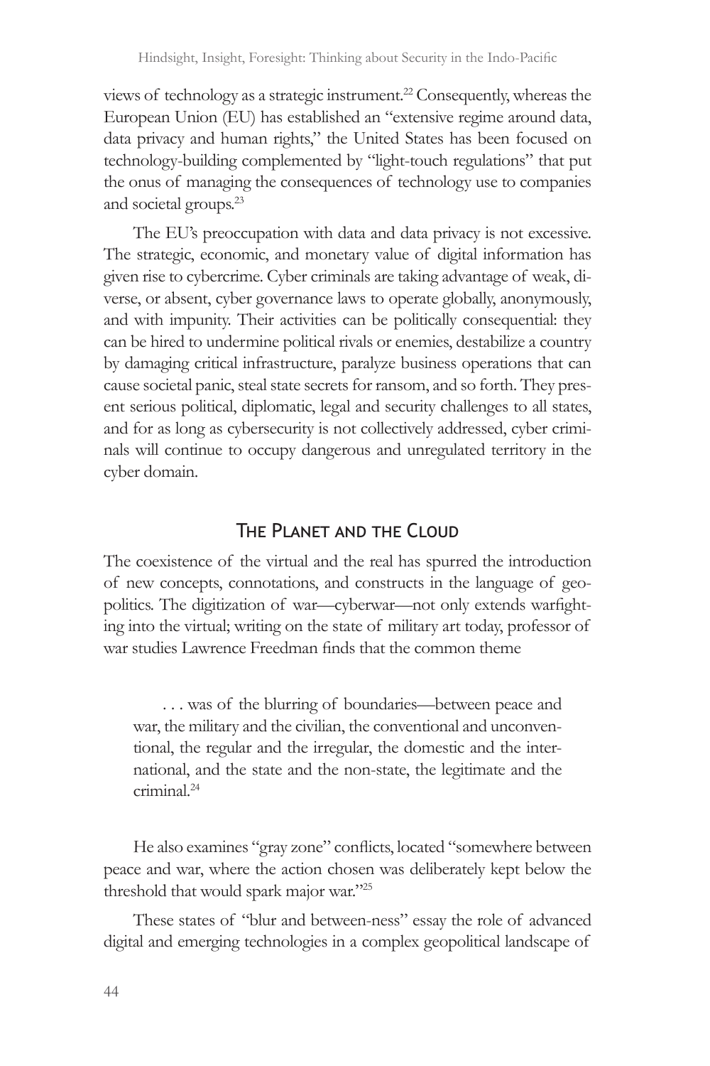views of technology as a strategic instrument.[22] Consequently, whereas the European Union (EU) has established an "extensive regime around data, data privacy and human rights," the United States has been focused on technology-building complemented by "light-touch regulations" that put the onus of managing the consequences of technology use to companies and societal groups.[23]

The EU's preoccupation with data and data privacy is not excessive. The strategic, economic, and monetary value of digital information has given rise to cybercrime. Cyber criminals are taking advantage of weak, diverse, or absent, cyber governance laws to operate globally, anonymously, and with impunity. Their activities can be politically consequential: they can be hired to undermine political rivals or enemies, destabilize a country by damaging critical infrastructure, paralyze business operations that can cause societal panic, steal state secrets for ransom, and so forth. They present serious political, diplomatic, legal and security challenges to all states, and for as long as cybersecurity is not collectively addressed, cyber criminals will continue to occupy dangerous and unregulated territory in the cyber domain.

## The Planet and the Cloud

The coexistence of the virtual and the real has spurred the introduction of new concepts, connotations, and constructs in the language of geopolitics. The digitization of war—cyberwar—not only extends warfighting into the virtual; writing on the state of military art today, professor of war studies Lawrence Freedman finds that the common theme

> . . . was of the blurring of boundaries—between peace and war, the military and the civilian, the conventional and unconventional, the regular and the irregular, the domestic and the international, and the state and the non-state, the legitimate and the criminal.[24]

He also examines "gray zone" conflicts, located "somewhere between peace and war, where the action chosen was deliberately kept below the threshold that would spark major war."[25]

These states of "blur and between-ness" essay the role of advanced digital and emerging technologies in a complex geopolitical landscape of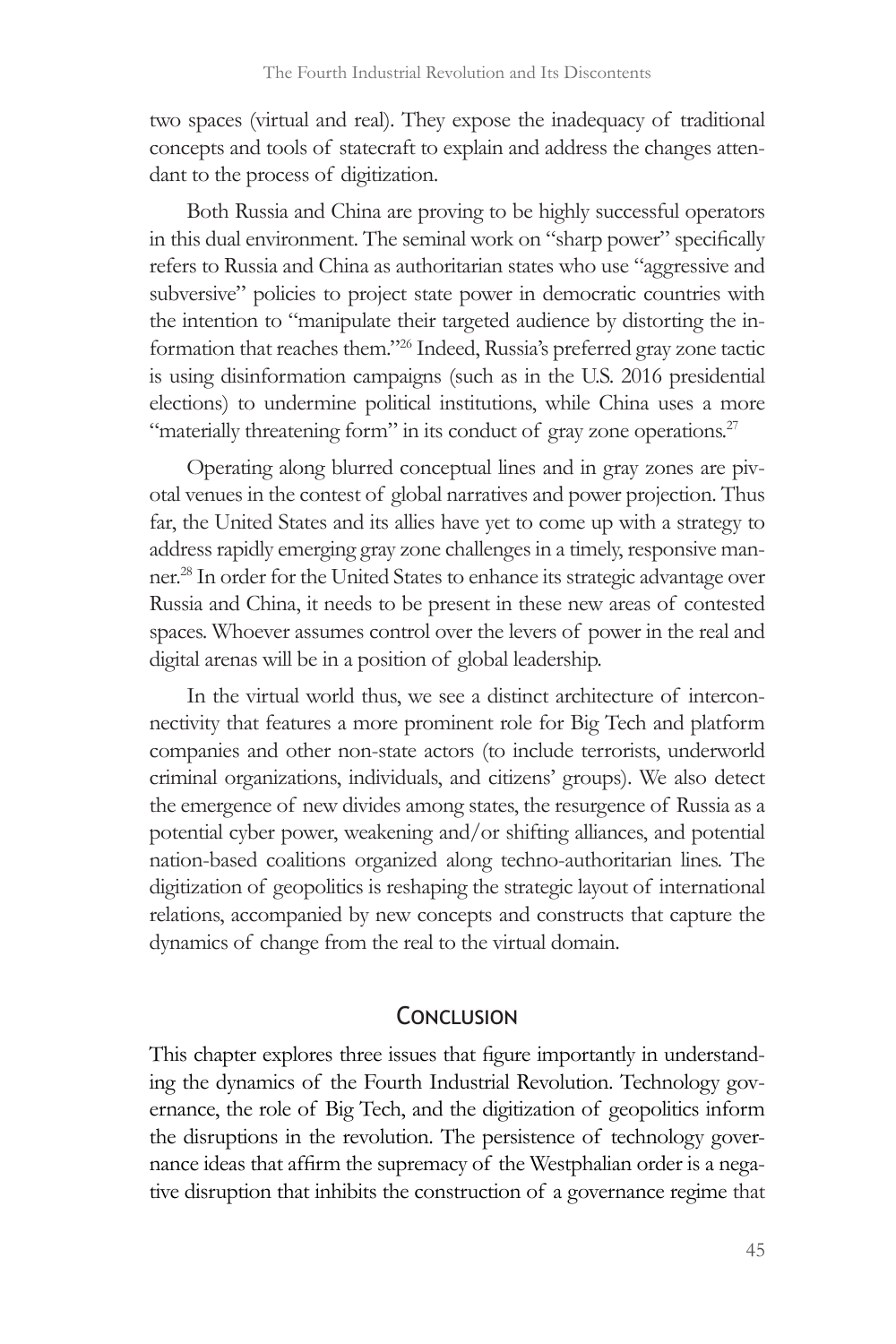two spaces (virtual and real). They expose the inadequacy of traditional concepts and tools of statecraft to explain and address the changes attendant to the process of digitization.

Both Russia and China are proving to be highly successful operators in this dual environment. The seminal work on "sharp power" specifically refers to Russia and China as authoritarian states who use "aggressive and subversive" policies to project state power in democratic countries with the intention to "manipulate their targeted audience by distorting the information that reaches them."[26] Indeed, Russia's preferred gray zone tactic is using disinformation campaigns (such as in the U.S. 2016 presidential elections) to undermine political institutions, while China uses a more "materially threatening form" in its conduct of gray zone operations.[27]

Operating along blurred conceptual lines and in gray zones are pivotal venues in the contest of global narratives and power projection. Thus far, the United States and its allies have yet to come up with a strategy to address rapidly emerging gray zone challenges in a timely, responsive manner.[28] In order for the United States to enhance its strategic advantage over Russia and China, it needs to be present in these new areas of contested spaces. Whoever assumes control over the levers of power in the real and digital arenas will be in a position of global leadership.

In the virtual world thus, we see a distinct architecture of interconnectivity that features a more prominent role for Big Tech and platform companies and other non-state actors (to include terrorists, underworld criminal organizations, individuals, and citizens' groups). We also detect the emergence of new divides among states, the resurgence of Russia as a potential cyber power, weakening and/or shifting alliances, and potential nation-based coalitions organized along techno-authoritarian lines. The digitization of geopolitics is reshaping the strategic layout of international relations, accompanied by new concepts and constructs that capture the dynamics of change from the real to the virtual domain.

## Conclusion

This chapter explores three issues that figure importantly in understanding the dynamics of the Fourth Industrial Revolution. Technology governance, the role of Big Tech, and the digitization of geopolitics inform the disruptions in the revolution. The persistence of technology governance ideas that affirm the supremacy of the Westphalian order is a negative disruption that inhibits the construction of a governance regime that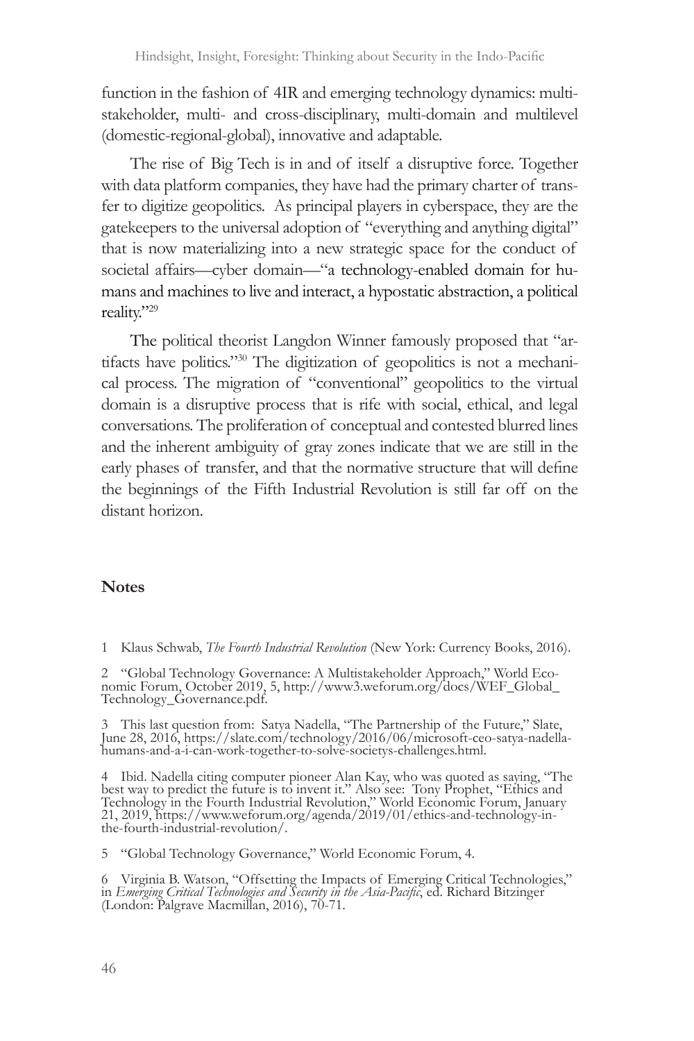function in the fashion of 4IR and emerging technology dynamics: multi-stakeholder, multi- and cross-disciplinary, multi-domain and multilevel (domestic-regional-global), innovative and adaptable.

The rise of Big Tech is in and of itself a disruptive force. Together with data platform companies, they have had the primary charter of transfer to digitize geopolitics. As principal players in cyberspace, they are the gatekeepers to the universal adoption of "everything and anything digital" that is now materializing into a new strategic space for the conduct of societal affairs—cyber domain—"a technology-enabled domain for humans and machines to live and interact, a hypostatic abstraction, a political reality."[29]

The political theorist Langdon Winner famously proposed that "artifacts have politics."[30] The digitization of geopolitics is not a mechanical process. The migration of "conventional" geopolitics to the virtual domain is a disruptive process that is rife with social, ethical, and legal conversations. The proliferation of conceptual and contested blurred lines and the inherent ambiguity of gray zones indicate that we are still in the early phases of transfer, and that the normative structure that will define the beginnings of the Fifth Industrial Revolution is still far off on the distant horizon.

## Notes

1 Klaus Schwab, *The Fourth Industrial Revolution* (New York: Currency Books, 2016).

2 "Global Technology Governance: A Multistakeholder Approach," World Economic Forum, October 2019, 5, http://www3.weforum.org/docs/WEF_Global_Technology_Governance.pdf.

3 This last question from: Satya Nadella, "The Partnership of the Future," Slate, June 28, 2016, https://slate.com/technology/2016/06/microsoft-ceo-satya-nadella-humans-and-a-i-can-work-together-to-solve-societys-challenges.html.

4 Ibid. Nadella citing computer pioneer Alan Kay, who was quoted as saying, "The best way to predict the future is to invent it." Also see: Tony Prophet, "Ethics and Technology in the Fourth Industrial Revolution," World Economic Forum, January 21, 2019, https://www.weforum.org/agenda/2019/01/ethics-and-technology-in-the-fourth-industrial-revolution/.

5 "Global Technology Governance," World Economic Forum, 4.

6 Virginia B. Watson, "Offsetting the Impacts of Emerging Critical Technologies," in *Emerging Critical Technologies and Security in the Asia-Pacific*, ed. Richard Bitzinger (London: Palgrave Macmillan, 2016), 70-71.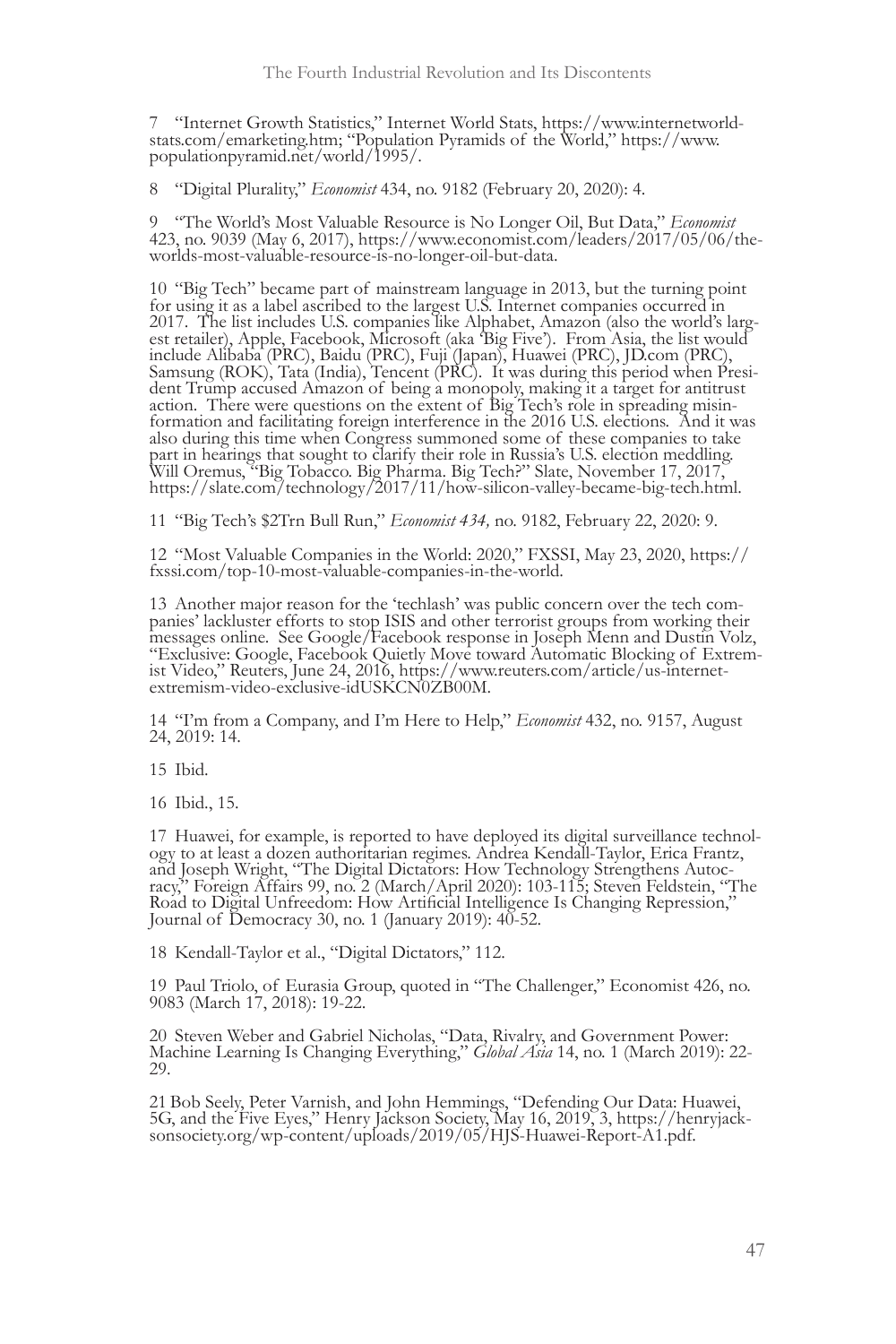7 "Internet Growth Statistics," Internet World Stats, https://www.internetworldstats.com/emarketing.htm; "Population Pyramids of the World," https://www.populationpyramid.net/world/1995/.

8 "Digital Plurality," *Economist* 434, no. 9182 (February 20, 2020): 4.

9 "The World's Most Valuable Resource is No Longer Oil, But Data," *Economist* 423, no. 9039 (May 6, 2017), https://www.economist.com/leaders/2017/05/06/the-worlds-most-valuable-resource-is-no-longer-oil-but-data.

10 "Big Tech" became part of mainstream language in 2013, but the turning point for using it as a label ascribed to the largest U.S. Internet companies occurred in 2017. The list includes U.S. companies like Alphabet, Amazon (also the world's largest retailer), Apple, Facebook, Microsoft (aka 'Big Five'). From Asia, the list would include Alibaba (PRC), Baidu (PRC), Fuji (Japan), Huawei (PRC), JD.com (PRC), Samsung (ROK), Tata (India), Tencent (PRC). It was during this period when President Trump accused Amazon of being a monopoly, making it a target for antitrust action. There were questions on the extent of Big Tech's role in spreading misinformation and facilitating foreign interference in the 2016 U.S. elections. And it was also during this time when Congress summoned some of these companies to take part in hearings that sought to clarify their role in Russia's U.S. election meddling. Will Oremus, "Big Tobacco. Big Pharma. Big Tech?" Slate, November 17, 2017, https://slate.com/technology/2017/11/how-silicon-valley-became-big-tech.html.

11 "Big Tech's $2Trn Bull Run," *Economist 434,* no. 9182, February 22, 2020: 9.

12 "Most Valuable Companies in the World: 2020," FXSSI, May 23, 2020, https://fxssi.com/top-10-most-valuable-companies-in-the-world.

13 Another major reason for the 'techlash' was public concern over the tech companies' lackluster efforts to stop ISIS and other terrorist groups from working their messages online. See Google/Facebook response in Joseph Menn and Dustin Volz, "Exclusive: Google, Facebook Quietly Move toward Automatic Blocking of Extremist Video," Reuters, June 24, 2016, https://www.reuters.com/article/us-internet-extremism-video-exclusive-idUSKCN0ZB00M.

14 "I'm from a Company, and I'm Here to Help," *Economist* 432, no. 9157, August 24, 2019: 14.

15 Ibid.

16 Ibid., 15.

17 Huawei, for example, is reported to have deployed its digital surveillance technology to at least a dozen authoritarian regimes. Andrea Kendall-Taylor, Erica Frantz, and Joseph Wright, "The Digital Dictators: How Technology Strengthens Autocracy," Foreign Affairs 99, no. 2 (March/April 2020): 103-115; Steven Feldstein, "The Road to Digital Unfreedom: How Artificial Intelligence Is Changing Repression," Journal of Democracy 30, no. 1 (January 2019): 40-52.

18 Kendall-Taylor et al., "Digital Dictators," 112.

19 Paul Triolo, of Eurasia Group, quoted in "The Challenger," Economist 426, no. 9083 (March 17, 2018): 19-22.

20 Steven Weber and Gabriel Nicholas, "Data, Rivalry, and Government Power: Machine Learning Is Changing Everything," *Global Asia* 14, no. 1 (March 2019): 22-29.

21 Bob Seely, Peter Varnish, and John Hemmings, "Defending Our Data: Huawei, 5G, and the Five Eyes," Henry Jackson Society, May 16, 2019, 3, https://henryjacksonsociety.org/wp-content/uploads/2019/05/HJS-Huawei-Report-A1.pdf.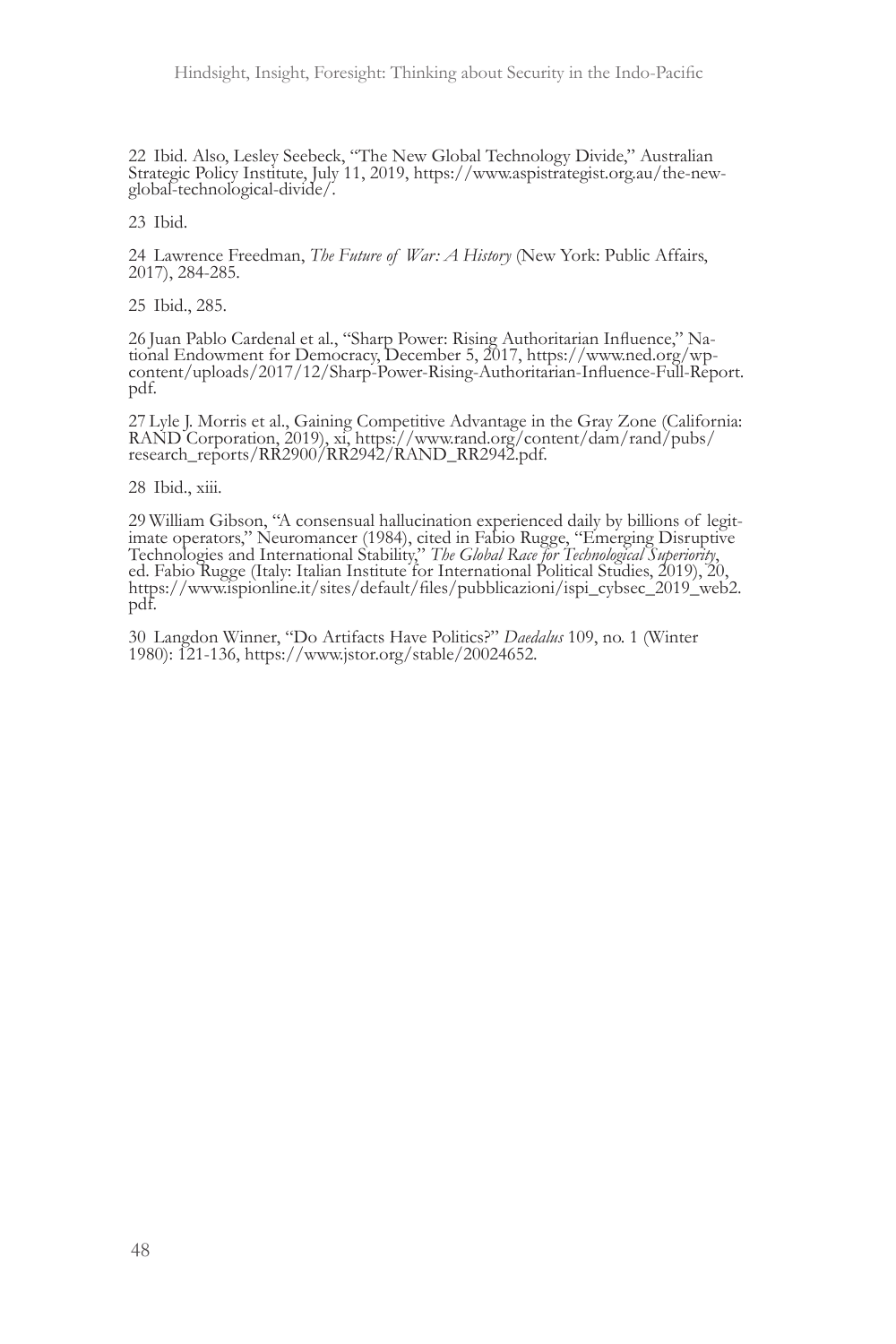22 Ibid. Also, Lesley Seebeck, "The New Global Technology Divide," Australian Strategic Policy Institute, July 11, 2019, https://www.aspistrategist.org.au/the-new-global-technological-divide/.

23 Ibid.

24 Lawrence Freedman, *The Future of War: A History* (New York: Public Affairs, 2017), 284-285.

25 Ibid., 285.

26 Juan Pablo Cardenal et al., "Sharp Power: Rising Authoritarian Influence," National Endowment for Democracy, December 5, 2017, https://www.ned.org/wp-content/uploads/2017/12/Sharp-Power-Rising-Authoritarian-Influence-Full-Report.pdf.

27 Lyle J. Morris et al., Gaining Competitive Advantage in the Gray Zone (California: RAND Corporation, 2019), xi, https://www.rand.org/content/dam/rand/pubs/research_reports/RR2900/RR2942/RAND_RR2942.pdf.

28 Ibid., xiii.

29 William Gibson, "A consensual hallucination experienced daily by billions of legitimate operators," Neuromancer (1984), cited in Fabio Rugge, "Emerging Disruptive Technologies and International Stability," *The Global Race for Technological Superiority*, ed. Fabio Rugge (Italy: Italian Institute for International Political Studies, 2019), 20, https://www.ispionline.it/sites/default/files/pubblicazioni/ispi_cybsec_2019_web2.pdf.

30 Langdon Winner, "Do Artifacts Have Politics?" *Daedalus* 109, no. 1 (Winter 1980): 121-136, https://www.jstor.org/stable/20024652.